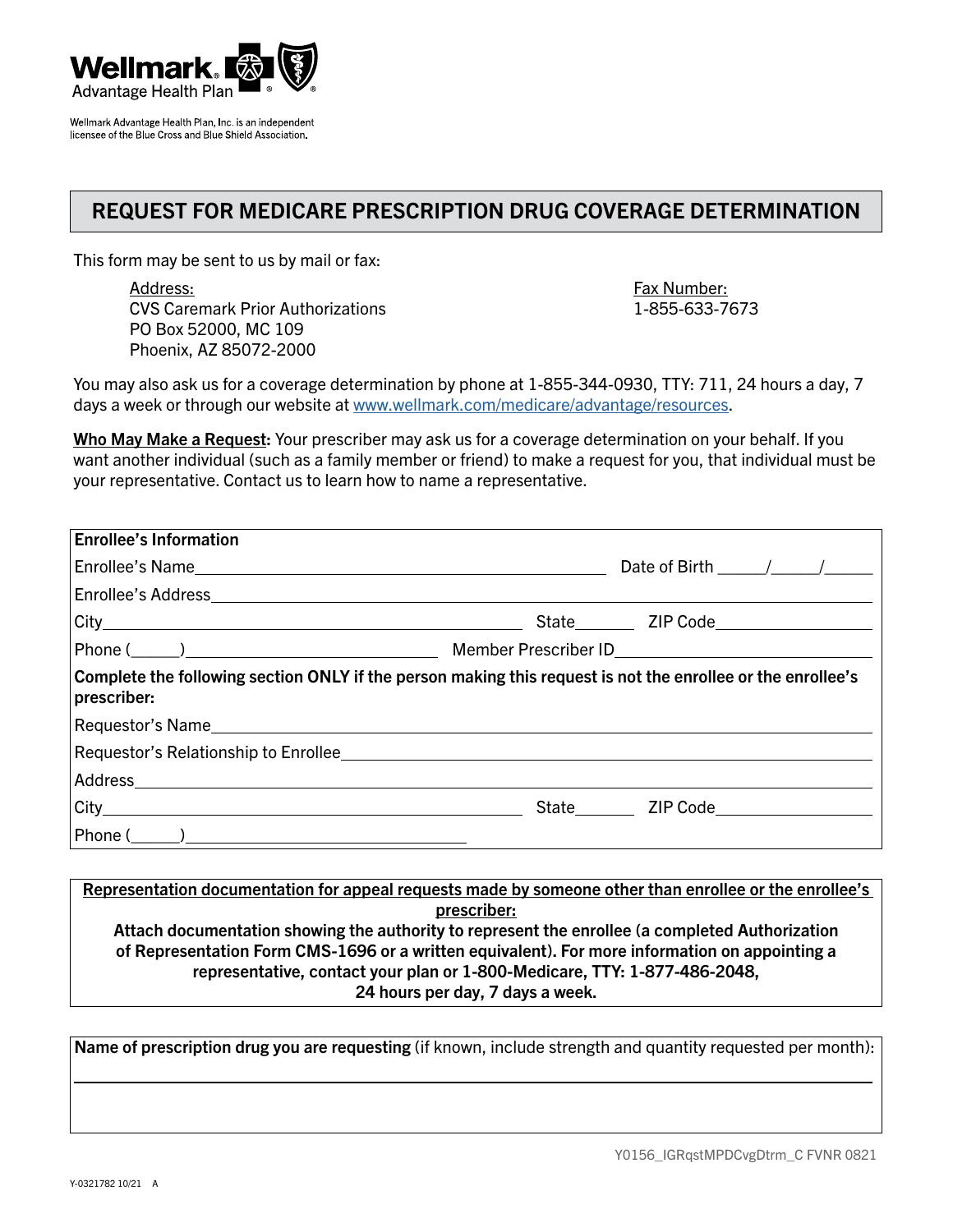Wellmark Advantage Health Plan

Wellmark Advantage Health Plan, Inc. is an independent licensee of the Blue Cross and Blue Shield Association.

# REQUEST FOR MEDICARE PRESCRIPTION DRUG COVERAGE DETERMINATION

This form may be sent to us by mail or fax:

Address:
CVS Caremark Prior Authorizations
PO Box 52000, MC 109
Phoenix, AZ 85072-2000

Fax Number:
1-855-633-7673

You may also ask us for a coverage determination by phone at 1-855-344-0930, TTY: 711, 24 hours a day, 7 days a week or through our website at www.wellmark.com/medicare/advantage/resources.

**Who May Make a Request:** Your prescriber may ask us for a coverage determination on your behalf. If you want another individual (such as a family member or friend) to make a request for you, that individual must be your representative. Contact us to learn how to name a representative.

**Enrollee's Information**

Enrollee's Name ________________________ Date of Birth _____/_____/_____

Enrollee's Address ________________________

City ________________________ State _______ ZIP Code ____________

Phone (_____) ________________ Member Prescriber ID ________________

**Complete the following section ONLY if the person making this request is not the enrollee or the enrollee's prescriber:**

Requestor's Name ________________________

Requestor's Relationship to Enrollee ________________________

Address ________________________

City ________________________ State _______ ZIP Code ____________

Phone (_____) ________________

**Representation documentation for appeal requests made by someone other than enrollee or the enrollee's prescriber:**

**Attach documentation showing the authority to represent the enrollee (a completed Authorization of Representation Form CMS-1696 or a written equivalent). For more information on appointing a representative, contact your plan or 1-800-Medicare, TTY: 1-877-486-2048, 24 hours per day, 7 days a week.**

**Name of prescription drug you are requesting** (if known, include strength and quantity requested per month):

________________________________________________

Y0156_IGRqstMPDCvgDtrm_C FVNR 0821

Y-0321782 10/21 A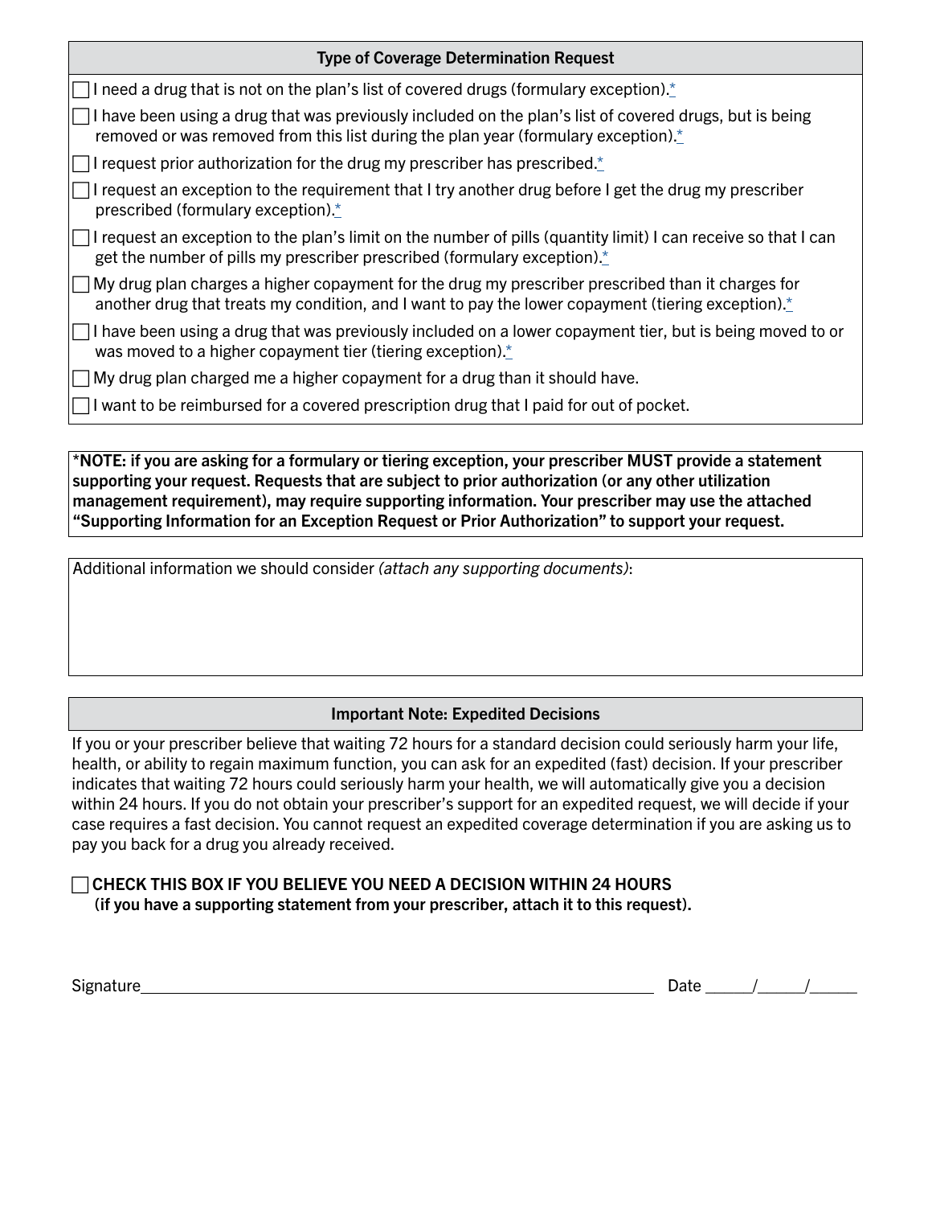## Type of Coverage Determination Request

- ☐ I need a drug that is not on the plan's list of covered drugs (formulary exception).*
- ☐ I have been using a drug that was previously included on the plan's list of covered drugs, but is being removed or was removed from this list during the plan year (formulary exception).*
- ☐ I request prior authorization for the drug my prescriber has prescribed.*
- ☐ I request an exception to the requirement that I try another drug before I get the drug my prescriber prescribed (formulary exception).*
- ☐ I request an exception to the plan's limit on the number of pills (quantity limit) I can receive so that I can get the number of pills my prescriber prescribed (formulary exception).*
- ☐ My drug plan charges a higher copayment for the drug my prescriber prescribed than it charges for another drug that treats my condition, and I want to pay the lower copayment (tiering exception).*
- ☐ I have been using a drug that was previously included on a lower copayment tier, but is being moved to or was moved to a higher copayment tier (tiering exception).*
- ☐ My drug plan charged me a higher copayment for a drug than it should have.
- ☐ I want to be reimbursed for a covered prescription drug that I paid for out of pocket.

***NOTE: if you are asking for a formulary or tiering exception, your prescriber MUST provide a statement supporting your request. Requests that are subject to prior authorization (or any other utilization management requirement), may require supporting information. Your prescriber may use the attached "Supporting Information for an Exception Request or Prior Authorization" to support your request.**

Additional information we should consider *(attach any supporting documents)*:

## Important Note: Expedited Decisions

If you or your prescriber believe that waiting 72 hours for a standard decision could seriously harm your life, health, or ability to regain maximum function, you can ask for an expedited (fast) decision. If your prescriber indicates that waiting 72 hours could seriously harm your health, we will automatically give you a decision within 24 hours. If you do not obtain your prescriber's support for an expedited request, we will decide if your case requires a fast decision. You cannot request an expedited coverage determination if you are asking us to pay you back for a drug you already received.

☐ **CHECK THIS BOX IF YOU BELIEVE YOU NEED A DECISION WITHIN 24 HOURS (if you have a supporting statement from your prescriber, attach it to this request).**

Signature______________________________ Date _____/_____/_____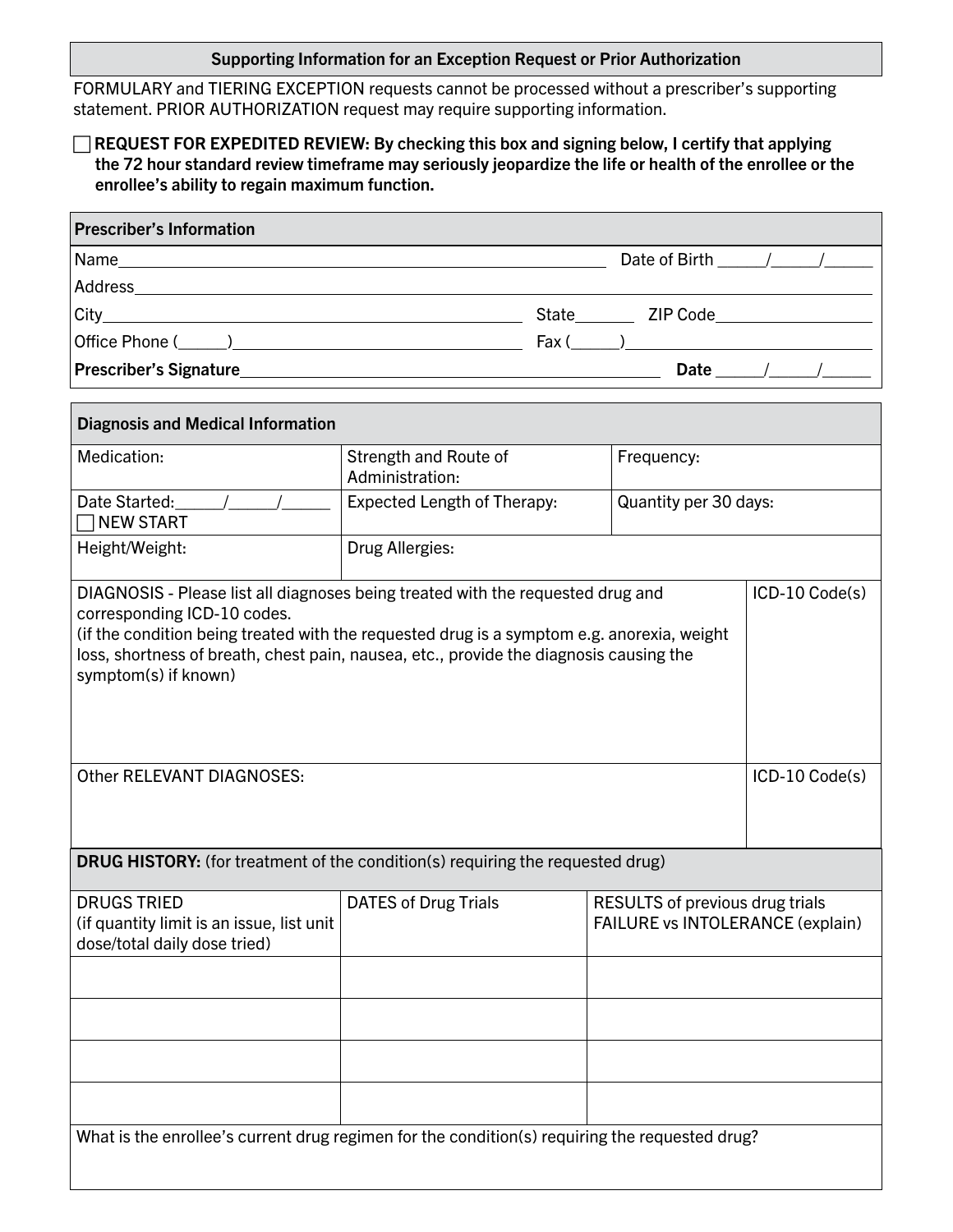## Supporting Information for an Exception Request or Prior Authorization

FORMULARY and TIERING EXCEPTION requests cannot be processed without a prescriber's supporting statement. PRIOR AUTHORIZATION request may require supporting information.

☐ **REQUEST FOR EXPEDITED REVIEW: By checking this box and signing below, I certify that applying the 72 hour standard review timeframe may seriously jeopardize the life or health of the enrollee or the enrollee's ability to regain maximum function.**

### Prescriber's Information

Name\_\_\_\_\_\_\_\_\_\_\_\_\_\_\_\_\_\_\_\_\_\_\_\_\_\_\_\_\_\_\_\_\_\_\_\_\_\_\_\_ Date of Birth \_\_\_\_/\_\_\_\_/\_\_\_\_

Address\_\_\_\_\_\_\_\_\_\_\_\_\_\_\_\_\_\_\_\_\_\_\_\_\_\_\_\_\_\_\_\_\_\_\_\_\_\_\_\_\_\_\_\_\_\_\_\_

City\_\_\_\_\_\_\_\_\_\_\_\_\_\_\_\_\_\_\_\_\_\_\_\_\_\_\_\_\_\_\_\_ State\_\_\_\_\_ ZIP Code\_\_\_\_\_\_\_\_\_\_\_\_

Office Phone (\_\_\_\_)\_\_\_\_\_\_\_\_\_\_\_\_\_\_\_\_\_\_\_\_\_\_ Fax (\_\_\_\_)\_\_\_\_\_\_\_\_\_\_\_\_\_\_\_\_\_\_\_\_

**Prescriber's Signature**\_\_\_\_\_\_\_\_\_\_\_\_\_\_\_\_\_\_\_\_\_\_\_\_\_\_\_\_\_\_\_\_ **Date** \_\_\_\_/\_\_\_\_/\_\_\_\_

### Diagnosis and Medical Information

| Medication: | Strength and Route of Administration: | Frequency: |
|---|---|---|
| Date Started: \_\_\_\_/\_\_\_\_/\_\_\_\_ ☐ NEW START | Expected Length of Therapy: | Quantity per 30 days: |
| Height/Weight: | Drug Allergies: | |

| DIAGNOSIS - Please list all diagnoses being treated with the requested drug and corresponding ICD-10 codes. (if the condition being treated with the requested drug is a symptom e.g. anorexia, weight loss, shortness of breath, chest pain, nausea, etc., provide the diagnosis causing the symptom(s) if known) | ICD-10 Code(s) |
|---|---|
| Other RELEVANT DIAGNOSES: | ICD-10 Code(s) |

### DRUG HISTORY: (for treatment of the condition(s) requiring the requested drug)

| DRUGS TRIED (if quantity limit is an issue, list unit dose/total daily dose tried) | DATES of Drug Trials | RESULTS of previous drug trials FAILURE vs INTOLERANCE (explain) |
|---|---|---|
| | | |
| | | |
| | | |
| | | |

What is the enrollee's current drug regimen for the condition(s) requiring the requested drug?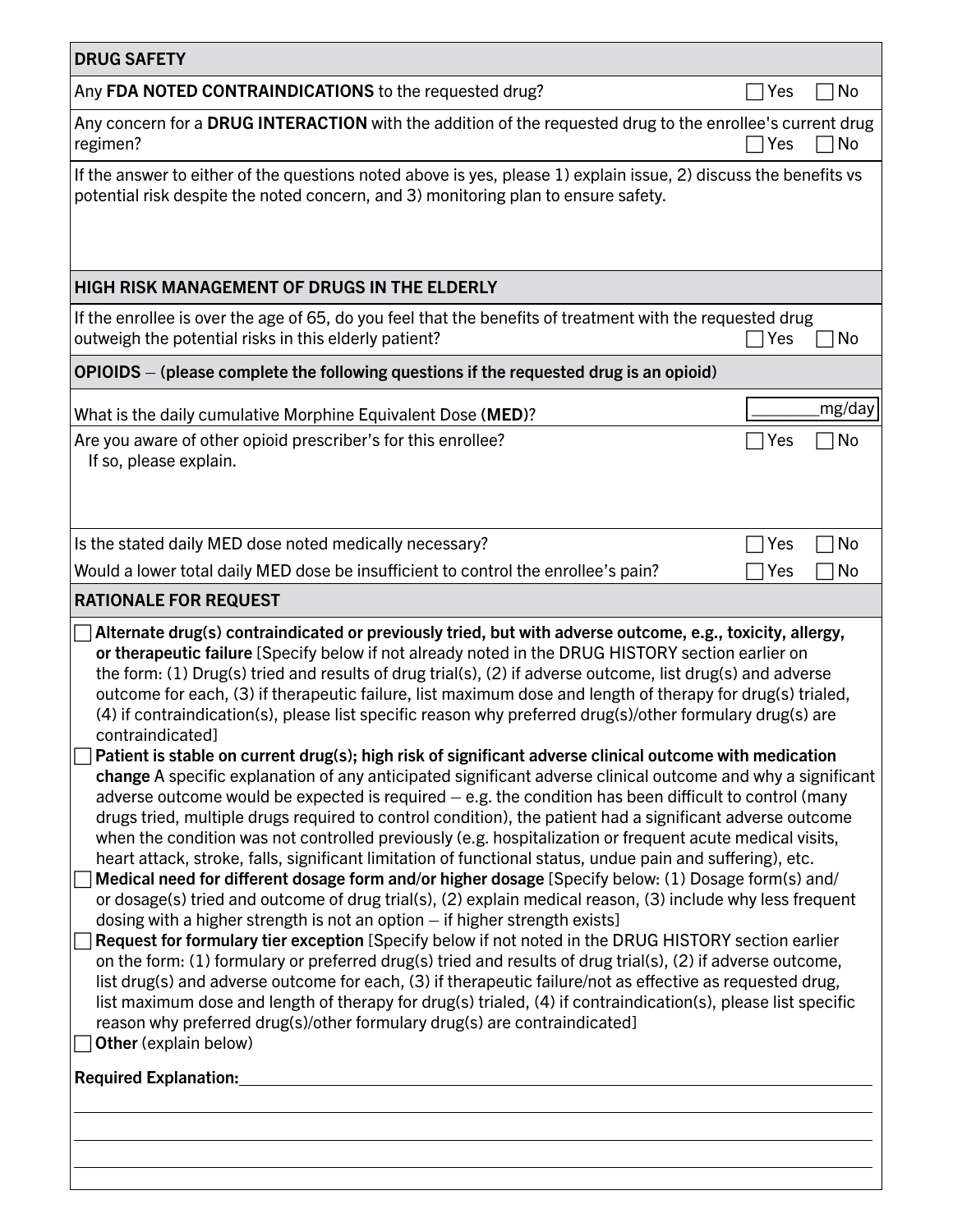## DRUG SAFETY

Any **FDA NOTED CONTRAINDICATIONS** to the requested drug? ☐ Yes ☐ No

Any concern for a **DRUG INTERACTION** with the addition of the requested drug to the enrollee's current drug regimen? ☐ Yes ☐ No

If the answer to either of the questions noted above is yes, please 1) explain issue, 2) discuss the benefits vs potential risk despite the noted concern, and 3) monitoring plan to ensure safety.

## HIGH RISK MANAGEMENT OF DRUGS IN THE ELDERLY

If the enrollee is over the age of 65, do you feel that the benefits of treatment with the requested drug outweigh the potential risks in this elderly patient? ☐ Yes ☐ No

## OPIOIDS – (please complete the following questions if the requested drug is an opioid)

What is the daily cumulative Morphine Equivalent Dose (**MED**)? ________mg/day

Are you aware of other opioid prescriber's for this enrollee? ☐ Yes ☐ No
If so, please explain.

Is the stated daily MED dose noted medically necessary? ☐ Yes ☐ No

Would a lower total daily MED dose be insufficient to control the enrollee's pain? ☐ Yes ☐ No

## RATIONALE FOR REQUEST

☐ **Alternate drug(s) contraindicated or previously tried, but with adverse outcome, e.g., toxicity, allergy, or therapeutic failure** [Specify below if not already noted in the DRUG HISTORY section earlier on the form: (1) Drug(s) tried and results of drug trial(s), (2) if adverse outcome, list drug(s) and adverse outcome for each, (3) if therapeutic failure, list maximum dose and length of therapy for drug(s) trialed, (4) if contraindication(s), please list specific reason why preferred drug(s)/other formulary drug(s) are contraindicated]

☐ **Patient is stable on current drug(s); high risk of significant adverse clinical outcome with medication change** A specific explanation of any anticipated significant adverse clinical outcome and why a significant adverse outcome would be expected is required – e.g. the condition has been difficult to control (many drugs tried, multiple drugs required to control condition), the patient had a significant adverse outcome when the condition was not controlled previously (e.g. hospitalization or frequent acute medical visits, heart attack, stroke, falls, significant limitation of functional status, undue pain and suffering), etc.

☐ **Medical need for different dosage form and/or higher dosage** [Specify below: (1) Dosage form(s) and/or dosage(s) tried and outcome of drug trial(s), (2) explain medical reason, (3) include why less frequent dosing with a higher strength is not an option – if higher strength exists]

☐ **Request for formulary tier exception** [Specify below if not noted in the DRUG HISTORY section earlier on the form: (1) formulary or preferred drug(s) tried and results of drug trial(s), (2) if adverse outcome, list drug(s) and adverse outcome for each, (3) if therapeutic failure/not as effective as requested drug, list maximum dose and length of therapy for drug(s) trialed, (4) if contraindication(s), please list specific reason why preferred drug(s)/other formulary drug(s) are contraindicated]

☐ **Other** (explain below)

**Required Explanation:**________________________________________________